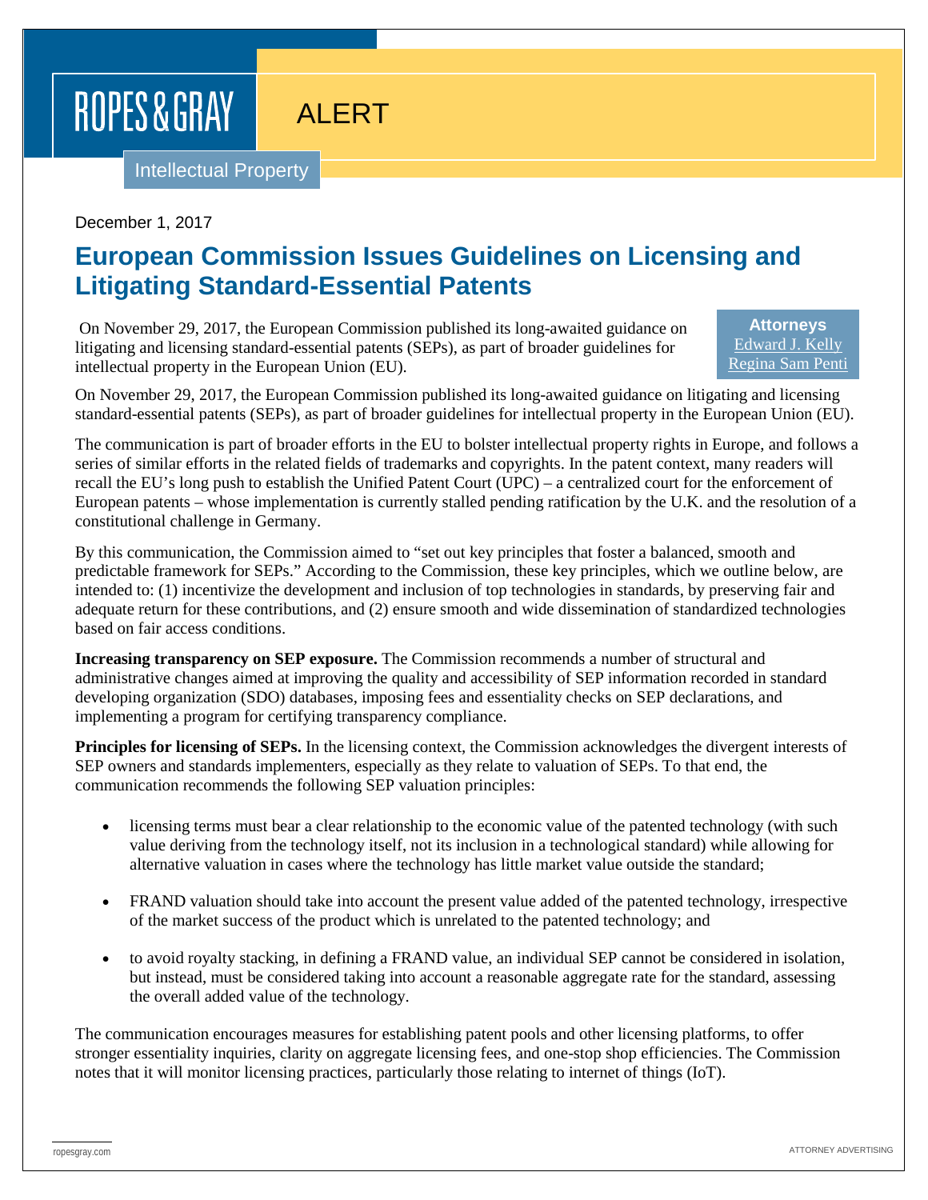ROPES & GRAY

ALERT

Intellectual Property

December 1, 2017

# European Commission Issues Guidelines on Licensing and Litigating Standard-Essential Patents

On November 29, 2017, the European Commission published its long-awaited guidance on litigating and licensing standard-essential patents (SEPs), as part of broader guidelines for intellectual property in the European Union (EU).

**Attorneys**
Edward J. Kelly
Regina Sam Penti

On November 29, 2017, the European Commission published its long-awaited guidance on litigating and licensing standard-essential patents (SEPs), as part of broader guidelines for intellectual property in the European Union (EU).

The communication is part of broader efforts in the EU to bolster intellectual property rights in Europe, and follows a series of similar efforts in the related fields of trademarks and copyrights. In the patent context, many readers will recall the EU's long push to establish the Unified Patent Court (UPC) – a centralized court for the enforcement of European patents – whose implementation is currently stalled pending ratification by the U.K. and the resolution of a constitutional challenge in Germany.

By this communication, the Commission aimed to "set out key principles that foster a balanced, smooth and predictable framework for SEPs." According to the Commission, these key principles, which we outline below, are intended to: (1) incentivize the development and inclusion of top technologies in standards, by preserving fair and adequate return for these contributions, and (2) ensure smooth and wide dissemination of standardized technologies based on fair access conditions.

**Increasing transparency on SEP exposure.** The Commission recommends a number of structural and administrative changes aimed at improving the quality and accessibility of SEP information recorded in standard developing organization (SDO) databases, imposing fees and essentiality checks on SEP declarations, and implementing a program for certifying transparency compliance.

**Principles for licensing of SEPs.** In the licensing context, the Commission acknowledges the divergent interests of SEP owners and standards implementers, especially as they relate to valuation of SEPs. To that end, the communication recommends the following SEP valuation principles:

- licensing terms must bear a clear relationship to the economic value of the patented technology (with such value deriving from the technology itself, not its inclusion in a technological standard) while allowing for alternative valuation in cases where the technology has little market value outside the standard;
- FRAND valuation should take into account the present value added of the patented technology, irrespective of the market success of the product which is unrelated to the patented technology; and
- to avoid royalty stacking, in defining a FRAND value, an individual SEP cannot be considered in isolation, but instead, must be considered taking into account a reasonable aggregate rate for the standard, assessing the overall added value of the technology.

The communication encourages measures for establishing patent pools and other licensing platforms, to offer stronger essentiality inquiries, clarity on aggregate licensing fees, and one-stop shop efficiencies. The Commission notes that it will monitor licensing practices, particularly those relating to internet of things (IoT).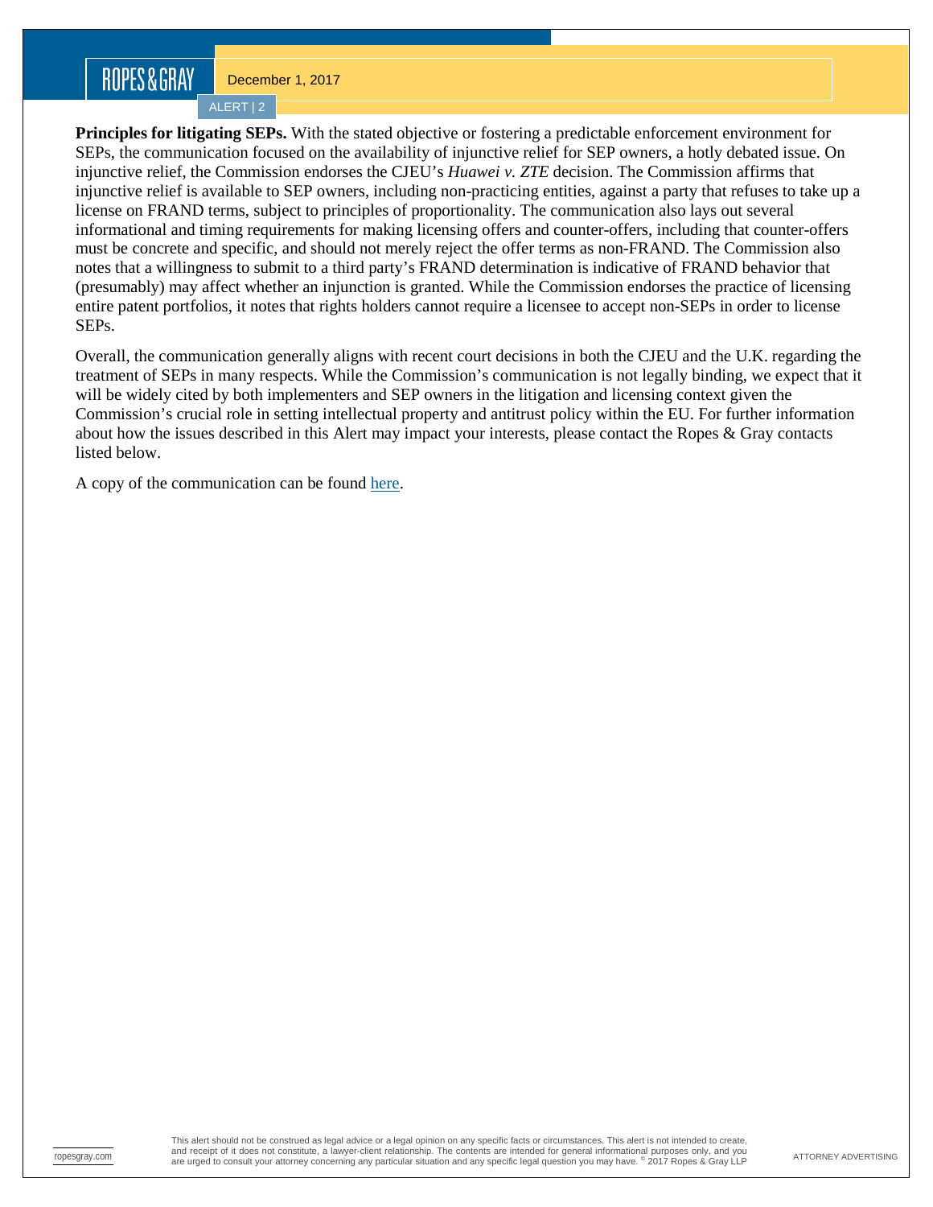**Principles for litigating SEPs.** With the stated objective or fostering a predictable enforcement environment for SEPs, the communication focused on the availability of injunctive relief for SEP owners, a hotly debated issue. On injunctive relief, the Commission endorses the CJEU's *Huawei v. ZTE* decision. The Commission affirms that injunctive relief is available to SEP owners, including non-practicing entities, against a party that refuses to take up a license on FRAND terms, subject to principles of proportionality. The communication also lays out several informational and timing requirements for making licensing offers and counter-offers, including that counter-offers must be concrete and specific, and should not merely reject the offer terms as non-FRAND. The Commission also notes that a willingness to submit to a third party's FRAND determination is indicative of FRAND behavior that (presumably) may affect whether an injunction is granted. While the Commission endorses the practice of licensing entire patent portfolios, it notes that rights holders cannot require a licensee to accept non-SEPs in order to license SEPs.

Overall, the communication generally aligns with recent court decisions in both the CJEU and the U.K. regarding the treatment of SEPs in many respects. While the Commission's communication is not legally binding, we expect that it will be widely cited by both implementers and SEP owners in the litigation and licensing context given the Commission's crucial role in setting intellectual property and antitrust policy within the EU. For further information about how the issues described in this Alert may impact your interests, please contact the Ropes & Gray contacts listed below.

A copy of the communication can be found here.

This alert should not be construed as legal advice or a legal opinion on any specific facts or circumstances. This alert is not intended to create, and receipt of it does not constitute, a lawyer-client relationship. The contents are intended for general informational purposes only, and you are urged to consult your attorney concerning any particular situation and any specific legal question you may have. © 2017 Ropes & Gray LLP

ATTORNEY ADVERTISING